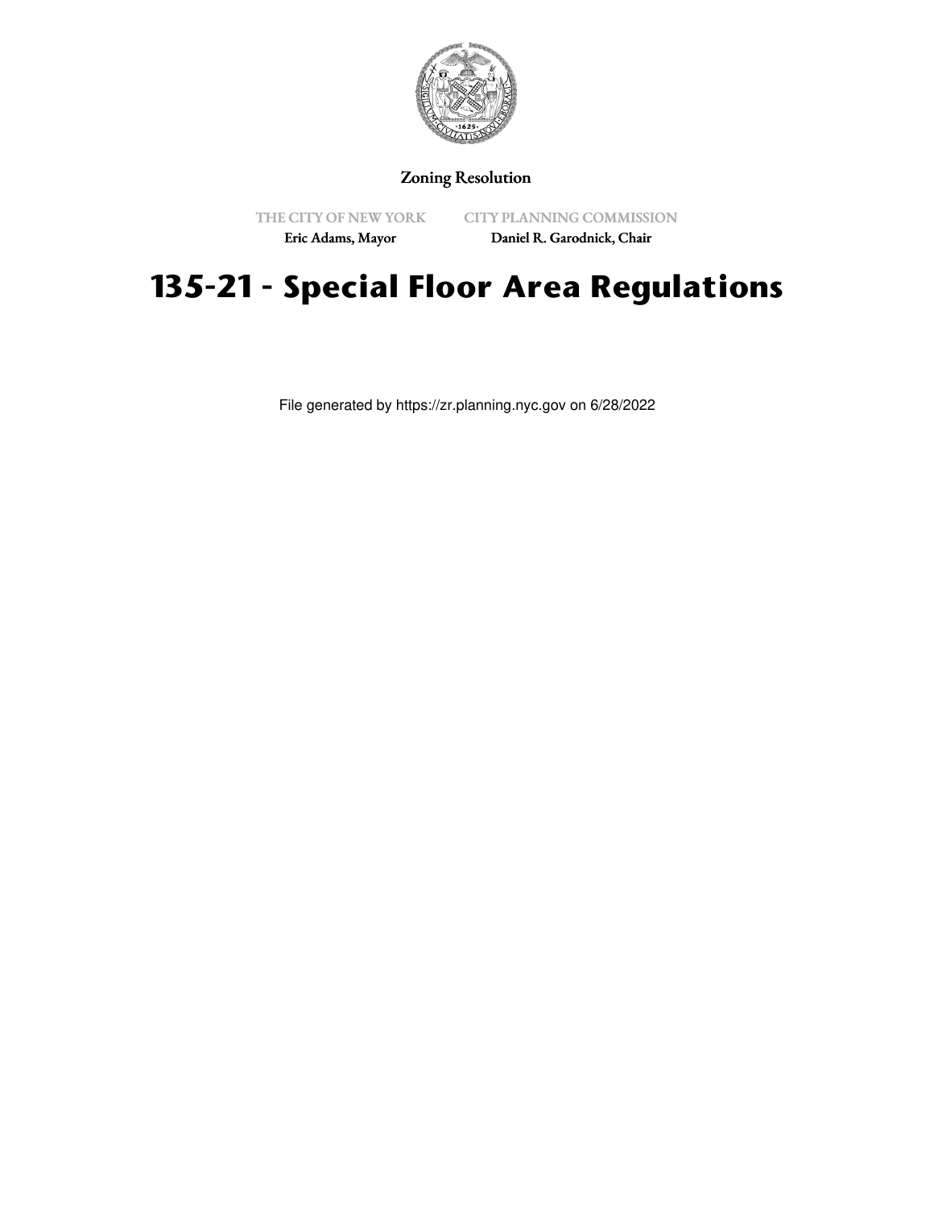Zoning Resolution

THE CITY OF NEW YORK

Eric Adams, Mayor

CITY PLANNING COMMISSION

Daniel R. Garodnick, Chair

# 135-21 - Special Floor Area Regulations

File generated by https://zr.planning.nyc.gov on 6/28/2022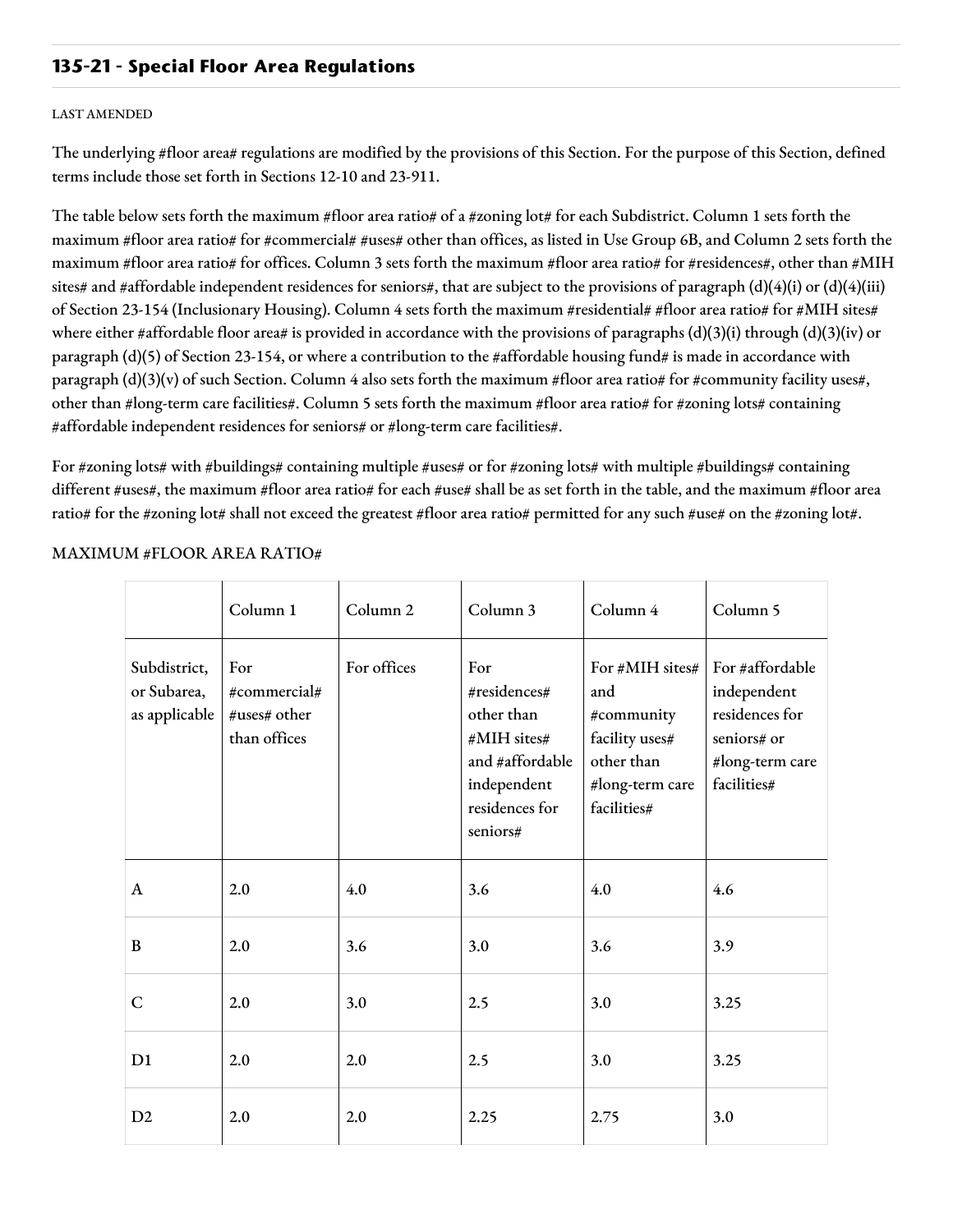## 135-21 - Special Floor Area Regulations

LAST AMENDED

The underlying #floor area# regulations are modified by the provisions of this Section. For the purpose of this Section, defined terms include those set forth in Sections 12-10 and 23-911.

The table below sets forth the maximum #floor area ratio# of a #zoning lot# for each Subdistrict. Column 1 sets forth the maximum #floor area ratio# for #commercial# #uses# other than offices, as listed in Use Group 6B, and Column 2 sets forth the maximum #floor area ratio# for offices. Column 3 sets forth the maximum #floor area ratio# for #residences#, other than #MIH sites# and #affordable independent residences for seniors#, that are subject to the provisions of paragraph (d)(4)(i) or (d)(4)(iii) of Section 23-154 (Inclusionary Housing). Column 4 sets forth the maximum #residential# #floor area ratio# for #MIH sites# where either #affordable floor area# is provided in accordance with the provisions of paragraphs (d)(3)(i) through (d)(3)(iv) or paragraph (d)(5) of Section 23-154, or where a contribution to the #affordable housing fund# is made in accordance with paragraph (d)(3)(v) of such Section. Column 4 also sets forth the maximum #floor area ratio# for #community facility uses#, other than #long-term care facilities#. Column 5 sets forth the maximum #floor area ratio# for #zoning lots# containing #affordable independent residences for seniors# or #long-term care facilities#.

For #zoning lots# with #buildings# containing multiple #uses# or for #zoning lots# with multiple #buildings# containing different #uses#, the maximum #floor area ratio# for each #use# shall be as set forth in the table, and the maximum #floor area ratio# for the #zoning lot# shall not exceed the greatest #floor area ratio# permitted for any such #use# on the #zoning lot#.

MAXIMUM #FLOOR AREA RATIO#

| | Column 1 | Column 2 | Column 3 | Column 4 | Column 5 |
|---|---|---|---|---|---|
| Subdistrict, or Subarea, as applicable | For #commercial# #uses# other than offices | For offices | For #residences# other than #MIH sites# and #affordable independent residences for seniors# | For #MIH sites# and #community facility uses# other than #long-term care facilities# | For #affordable independent residences for seniors# or #long-term care facilities# |
| A | 2.0 | 4.0 | 3.6 | 4.0 | 4.6 |
| B | 2.0 | 3.6 | 3.0 | 3.6 | 3.9 |
| C | 2.0 | 3.0 | 2.5 | 3.0 | 3.25 |
| D1 | 2.0 | 2.0 | 2.5 | 3.0 | 3.25 |
| D2 | 2.0 | 2.0 | 2.25 | 2.75 | 3.0 |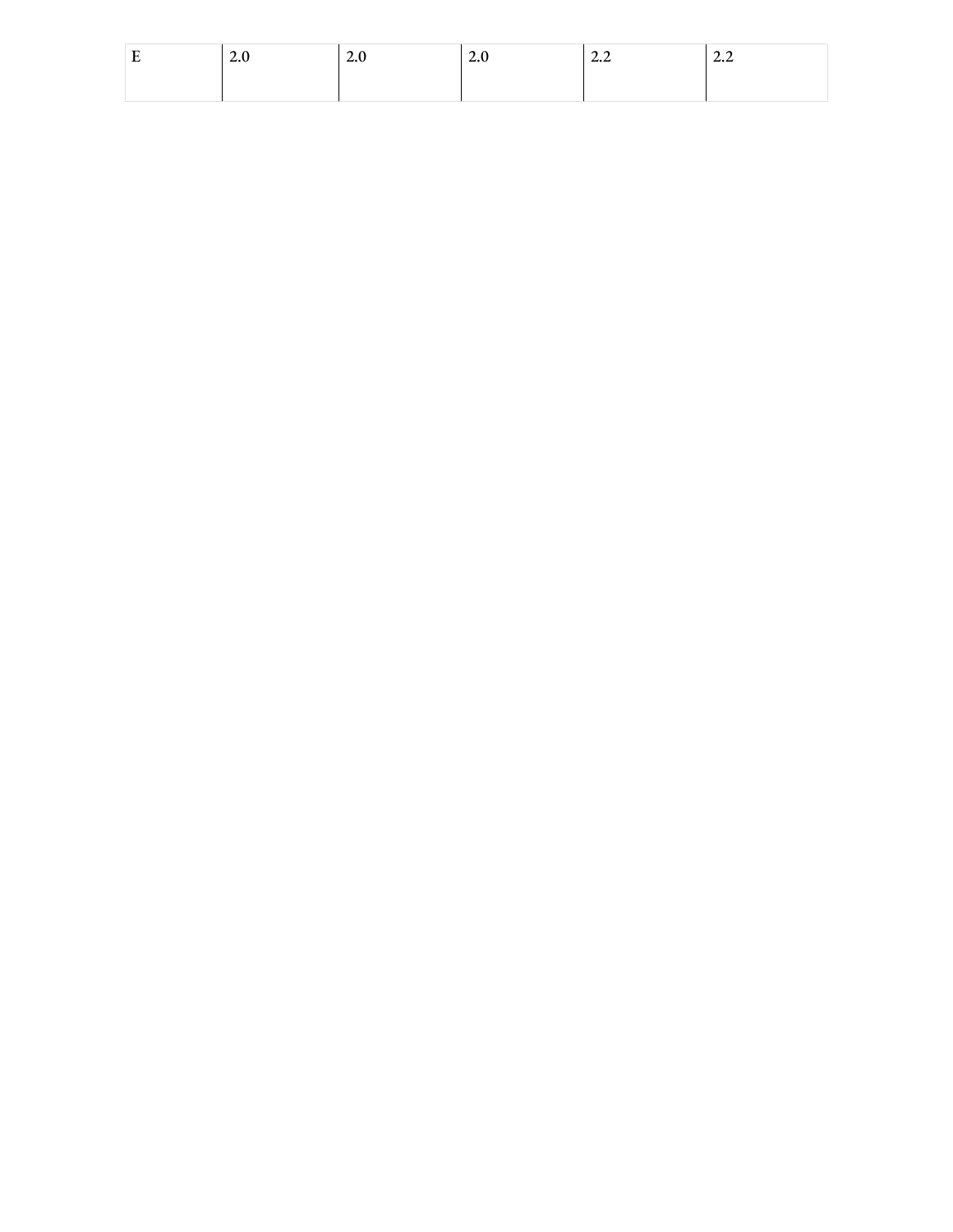| | | | | | |
|---|---|---|---|---|---|
| E | 2.0 | 2.0 | 2.0 | 2.2 | 2.2 |